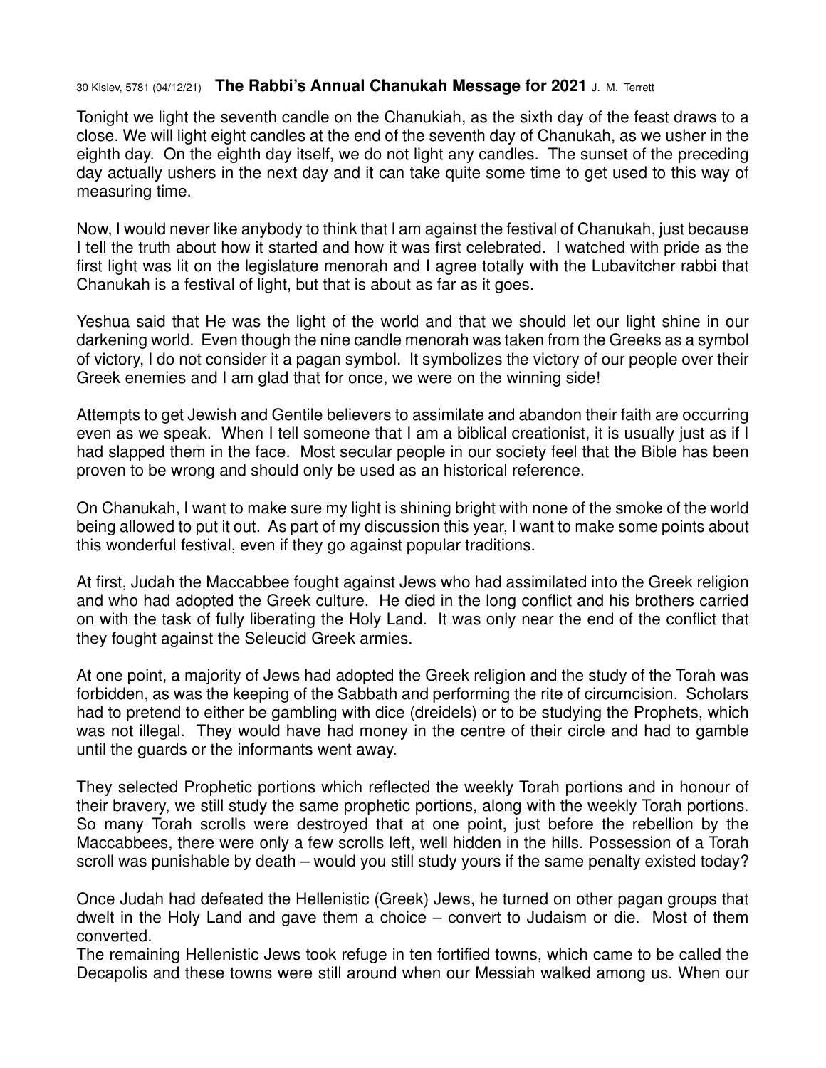30 Kislev, 5781 (04/12/21) **The Rabbi's Annual Chanukah Message for 2021** J. M. Terrett

Tonight we light the seventh candle on the Chanukiah, as the sixth day of the feast draws to a close. We will light eight candles at the end of the seventh day of Chanukah, as we usher in the eighth day. On the eighth day itself, we do not light any candles. The sunset of the preceding day actually ushers in the next day and it can take quite some time to get used to this way of measuring time.

Now, I would never like anybody to think that I am against the festival of Chanukah, just because I tell the truth about how it started and how it was first celebrated. I watched with pride as the first light was lit on the legislature menorah and I agree totally with the Lubavitcher rabbi that Chanukah is a festival of light, but that is about as far as it goes.

Yeshua said that He was the light of the world and that we should let our light shine in our darkening world. Even though the nine candle menorah was taken from the Greeks as a symbol of victory, I do not consider it a pagan symbol. It symbolizes the victory of our people over their Greek enemies and I am glad that for once, we were on the winning side!

Attempts to get Jewish and Gentile believers to assimilate and abandon their faith are occurring even as we speak. When I tell someone that I am a biblical creationist, it is usually just as if I had slapped them in the face. Most secular people in our society feel that the Bible has been proven to be wrong and should only be used as an historical reference.

On Chanukah, I want to make sure my light is shining bright with none of the smoke of the world being allowed to put it out. As part of my discussion this year, I want to make some points about this wonderful festival, even if they go against popular traditions.

At first, Judah the Maccabbee fought against Jews who had assimilated into the Greek religion and who had adopted the Greek culture. He died in the long conflict and his brothers carried on with the task of fully liberating the Holy Land. It was only near the end of the conflict that they fought against the Seleucid Greek armies.

At one point, a majority of Jews had adopted the Greek religion and the study of the Torah was forbidden, as was the keeping of the Sabbath and performing the rite of circumcision. Scholars had to pretend to either be gambling with dice (dreidels) or to be studying the Prophets, which was not illegal. They would have had money in the centre of their circle and had to gamble until the guards or the informants went away.

They selected Prophetic portions which reflected the weekly Torah portions and in honour of their bravery, we still study the same prophetic portions, along with the weekly Torah portions. So many Torah scrolls were destroyed that at one point, just before the rebellion by the Maccabbees, there were only a few scrolls left, well hidden in the hills. Possession of a Torah scroll was punishable by death – would you still study yours if the same penalty existed today?

Once Judah had defeated the Hellenistic (Greek) Jews, he turned on other pagan groups that dwelt in the Holy Land and gave them a choice – convert to Judaism or die. Most of them converted.

The remaining Hellenistic Jews took refuge in ten fortified towns, which came to be called the Decapolis and these towns were still around when our Messiah walked among us. When our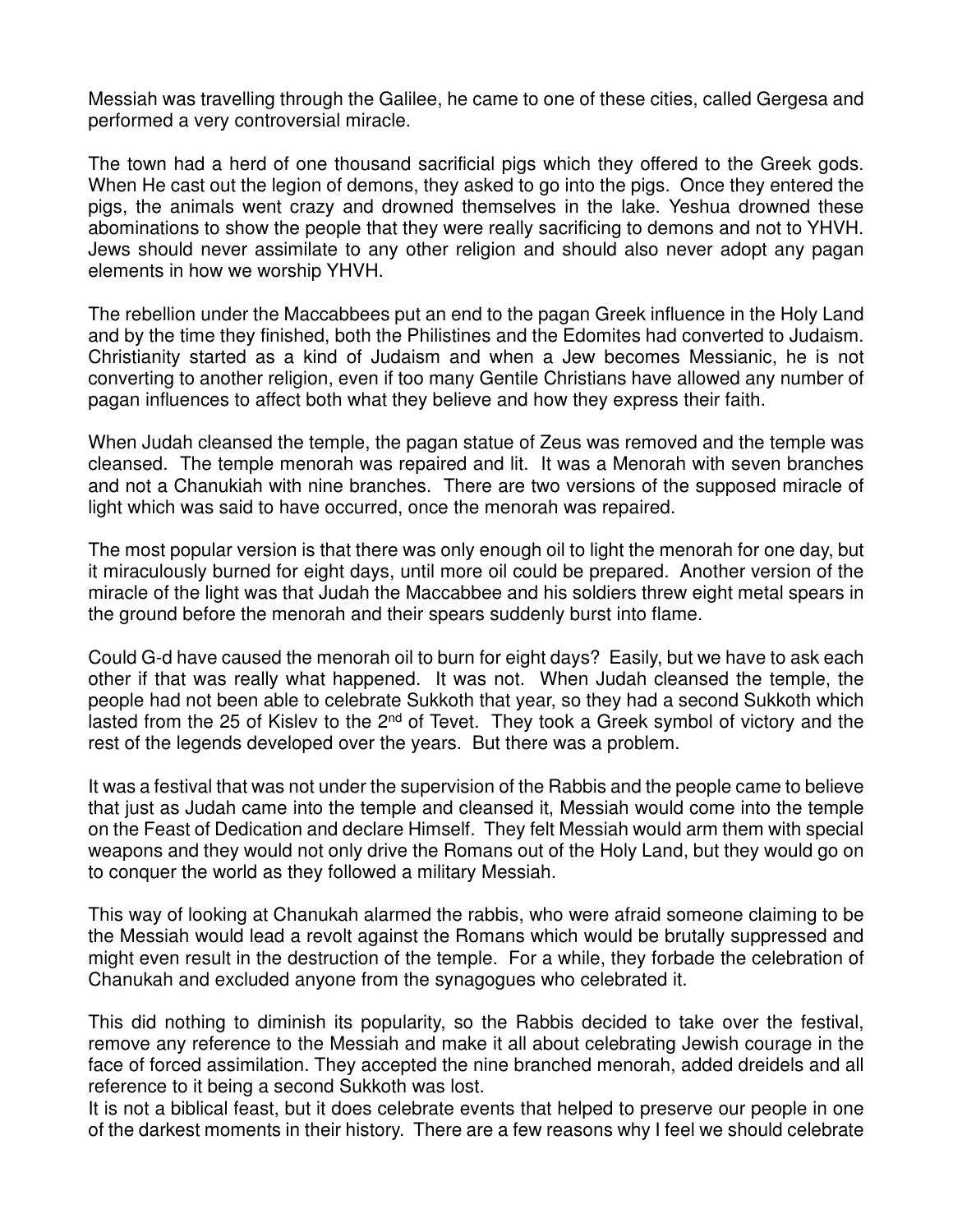Messiah was travelling through the Galilee, he came to one of these cities, called Gergesa and performed a very controversial miracle.

The town had a herd of one thousand sacrificial pigs which they offered to the Greek gods. When He cast out the legion of demons, they asked to go into the pigs. Once they entered the pigs, the animals went crazy and drowned themselves in the lake. Yeshua drowned these abominations to show the people that they were really sacrificing to demons and not to YHVH. Jews should never assimilate to any other religion and should also never adopt any pagan elements in how we worship YHVH.

The rebellion under the Maccabbees put an end to the pagan Greek influence in the Holy Land and by the time they finished, both the Philistines and the Edomites had converted to Judaism. Christianity started as a kind of Judaism and when a Jew becomes Messianic, he is not converting to another religion, even if too many Gentile Christians have allowed any number of pagan influences to affect both what they believe and how they express their faith.

When Judah cleansed the temple, the pagan statue of Zeus was removed and the temple was cleansed. The temple menorah was repaired and lit. It was a Menorah with seven branches and not a Chanukiah with nine branches. There are two versions of the supposed miracle of light which was said to have occurred, once the menorah was repaired.

The most popular version is that there was only enough oil to light the menorah for one day, but it miraculously burned for eight days, until more oil could be prepared. Another version of the miracle of the light was that Judah the Maccabbee and his soldiers threw eight metal spears in the ground before the menorah and their spears suddenly burst into flame.

Could G-d have caused the menorah oil to burn for eight days? Easily, but we have to ask each other if that was really what happened. It was not. When Judah cleansed the temple, the people had not been able to celebrate Sukkoth that year, so they had a second Sukkoth which lasted from the 25 of Kislev to the 2nd of Tevet. They took a Greek symbol of victory and the rest of the legends developed over the years. But there was a problem.

It was a festival that was not under the supervision of the Rabbis and the people came to believe that just as Judah came into the temple and cleansed it, Messiah would come into the temple on the Feast of Dedication and declare Himself. They felt Messiah would arm them with special weapons and they would not only drive the Romans out of the Holy Land, but they would go on to conquer the world as they followed a military Messiah.

This way of looking at Chanukah alarmed the rabbis, who were afraid someone claiming to be the Messiah would lead a revolt against the Romans which would be brutally suppressed and might even result in the destruction of the temple. For a while, they forbade the celebration of Chanukah and excluded anyone from the synagogues who celebrated it.

This did nothing to diminish its popularity, so the Rabbis decided to take over the festival, remove any reference to the Messiah and make it all about celebrating Jewish courage in the face of forced assimilation. They accepted the nine branched menorah, added dreidels and all reference to it being a second Sukkoth was lost.
It is not a biblical feast, but it does celebrate events that helped to preserve our people in one of the darkest moments in their history. There are a few reasons why I feel we should celebrate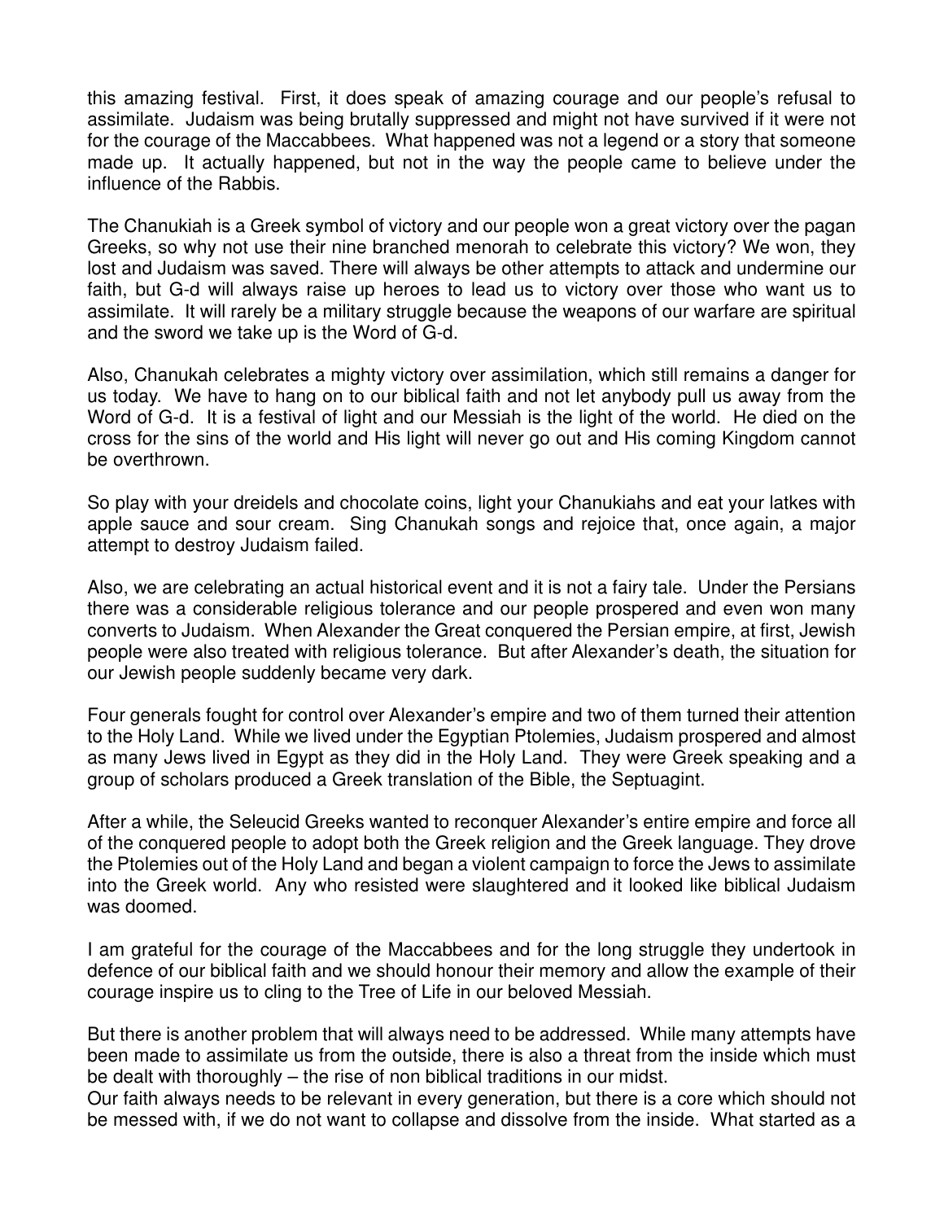this amazing festival. First, it does speak of amazing courage and our people's refusal to assimilate. Judaism was being brutally suppressed and might not have survived if it were not for the courage of the Maccabbees. What happened was not a legend or a story that someone made up. It actually happened, but not in the way the people came to believe under the influence of the Rabbis.

The Chanukiah is a Greek symbol of victory and our people won a great victory over the pagan Greeks, so why not use their nine branched menorah to celebrate this victory? We won, they lost and Judaism was saved. There will always be other attempts to attack and undermine our faith, but G-d will always raise up heroes to lead us to victory over those who want us to assimilate. It will rarely be a military struggle because the weapons of our warfare are spiritual and the sword we take up is the Word of G-d.

Also, Chanukah celebrates a mighty victory over assimilation, which still remains a danger for us today. We have to hang on to our biblical faith and not let anybody pull us away from the Word of G-d. It is a festival of light and our Messiah is the light of the world. He died on the cross for the sins of the world and His light will never go out and His coming Kingdom cannot be overthrown.

So play with your dreidels and chocolate coins, light your Chanukiahs and eat your latkes with apple sauce and sour cream. Sing Chanukah songs and rejoice that, once again, a major attempt to destroy Judaism failed.

Also, we are celebrating an actual historical event and it is not a fairy tale. Under the Persians there was a considerable religious tolerance and our people prospered and even won many converts to Judaism. When Alexander the Great conquered the Persian empire, at first, Jewish people were also treated with religious tolerance. But after Alexander's death, the situation for our Jewish people suddenly became very dark.

Four generals fought for control over Alexander's empire and two of them turned their attention to the Holy Land. While we lived under the Egyptian Ptolemies, Judaism prospered and almost as many Jews lived in Egypt as they did in the Holy Land. They were Greek speaking and a group of scholars produced a Greek translation of the Bible, the Septuagint.

After a while, the Seleucid Greeks wanted to reconquer Alexander's entire empire and force all of the conquered people to adopt both the Greek religion and the Greek language. They drove the Ptolemies out of the Holy Land and began a violent campaign to force the Jews to assimilate into the Greek world. Any who resisted were slaughtered and it looked like biblical Judaism was doomed.

I am grateful for the courage of the Maccabbees and for the long struggle they undertook in defence of our biblical faith and we should honour their memory and allow the example of their courage inspire us to cling to the Tree of Life in our beloved Messiah.

But there is another problem that will always need to be addressed. While many attempts have been made to assimilate us from the outside, there is also a threat from the inside which must be dealt with thoroughly – the rise of non biblical traditions in our midst.

Our faith always needs to be relevant in every generation, but there is a core which should not be messed with, if we do not want to collapse and dissolve from the inside. What started as a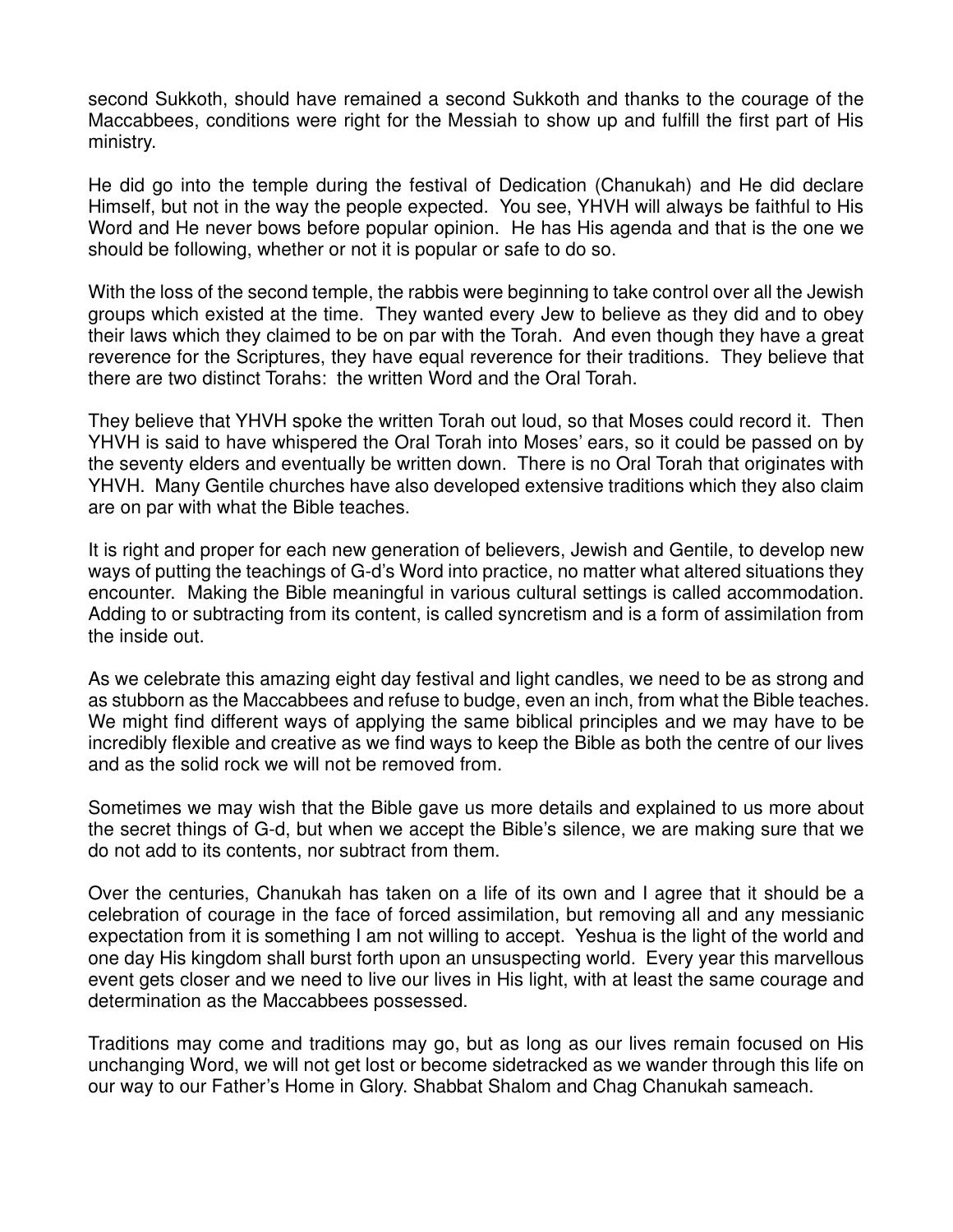second Sukkoth, should have remained a second Sukkoth and thanks to the courage of the Maccabbees, conditions were right for the Messiah to show up and fulfill the first part of His ministry.

He did go into the temple during the festival of Dedication (Chanukah) and He did declare Himself, but not in the way the people expected. You see, YHVH will always be faithful to His Word and He never bows before popular opinion. He has His agenda and that is the one we should be following, whether or not it is popular or safe to do so.

With the loss of the second temple, the rabbis were beginning to take control over all the Jewish groups which existed at the time. They wanted every Jew to believe as they did and to obey their laws which they claimed to be on par with the Torah. And even though they have a great reverence for the Scriptures, they have equal reverence for their traditions. They believe that there are two distinct Torahs: the written Word and the Oral Torah.

They believe that YHVH spoke the written Torah out loud, so that Moses could record it. Then YHVH is said to have whispered the Oral Torah into Moses' ears, so it could be passed on by the seventy elders and eventually be written down. There is no Oral Torah that originates with YHVH. Many Gentile churches have also developed extensive traditions which they also claim are on par with what the Bible teaches.

It is right and proper for each new generation of believers, Jewish and Gentile, to develop new ways of putting the teachings of G-d's Word into practice, no matter what altered situations they encounter. Making the Bible meaningful in various cultural settings is called accommodation. Adding to or subtracting from its content, is called syncretism and is a form of assimilation from the inside out.

As we celebrate this amazing eight day festival and light candles, we need to be as strong and as stubborn as the Maccabbees and refuse to budge, even an inch, from what the Bible teaches. We might find different ways of applying the same biblical principles and we may have to be incredibly flexible and creative as we find ways to keep the Bible as both the centre of our lives and as the solid rock we will not be removed from.

Sometimes we may wish that the Bible gave us more details and explained to us more about the secret things of G-d, but when we accept the Bible's silence, we are making sure that we do not add to its contents, nor subtract from them.

Over the centuries, Chanukah has taken on a life of its own and I agree that it should be a celebration of courage in the face of forced assimilation, but removing all and any messianic expectation from it is something I am not willing to accept. Yeshua is the light of the world and one day His kingdom shall burst forth upon an unsuspecting world. Every year this marvellous event gets closer and we need to live our lives in His light, with at least the same courage and determination as the Maccabbees possessed.

Traditions may come and traditions may go, but as long as our lives remain focused on His unchanging Word, we will not get lost or become sidetracked as we wander through this life on our way to our Father's Home in Glory. Shabbat Shalom and Chag Chanukah sameach.